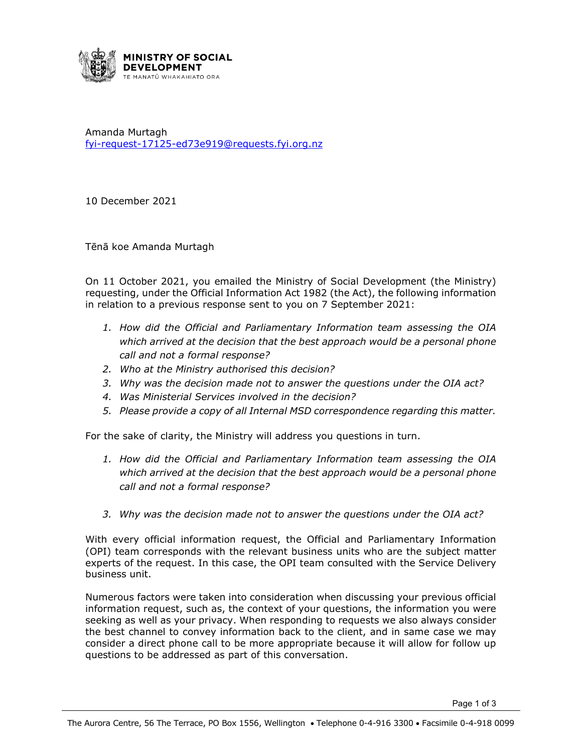**MINISTRY OF SOCIAL DEVELOPMENT**
TE MANATŪ WHAKAHIATO ORA

Amanda Murtagh
fyi-request-17125-ed73e919@requests.fyi.org.nz

10 December 2021

Tēnā koe Amanda Murtagh

On 11 October 2021, you emailed the Ministry of Social Development (the Ministry) requesting, under the Official Information Act 1982 (the Act), the following information in relation to a previous response sent to you on 7 September 2021:

1. *How did the Official and Parliamentary Information team assessing the OIA which arrived at the decision that the best approach would be a personal phone call and not a formal response?*
2. *Who at the Ministry authorised this decision?*
3. *Why was the decision made not to answer the questions under the OIA act?*
4. *Was Ministerial Services involved in the decision?*
5. *Please provide a copy of all Internal MSD correspondence regarding this matter.*

For the sake of clarity, the Ministry will address you questions in turn.

1. *How did the Official and Parliamentary Information team assessing the OIA which arrived at the decision that the best approach would be a personal phone call and not a formal response?*

3. *Why was the decision made not to answer the questions under the OIA act?*

With every official information request, the Official and Parliamentary Information (OPI) team corresponds with the relevant business units who are the subject matter experts of the request. In this case, the OPI team consulted with the Service Delivery business unit.

Numerous factors were taken into consideration when discussing your previous official information request, such as, the context of your questions, the information you were seeking as well as your privacy. When responding to requests we also always consider the best channel to convey information back to the client, and in same case we may consider a direct phone call to be more appropriate because it will allow for follow up questions to be addressed as part of this conversation.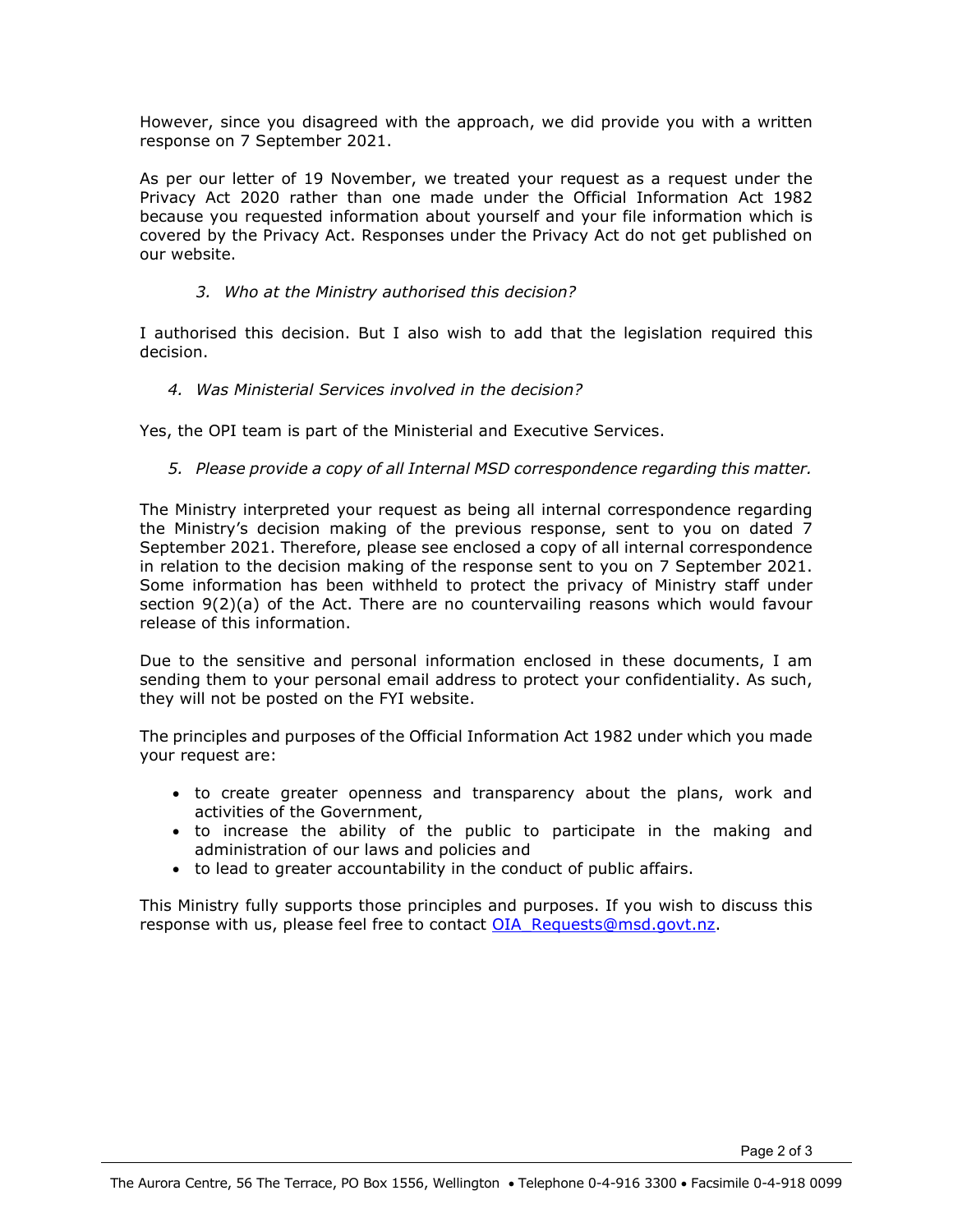However, since you disagreed with the approach, we did provide you with a written response on 7 September 2021.

As per our letter of 19 November, we treated your request as a request under the Privacy Act 2020 rather than one made under the Official Information Act 1982 because you requested information about yourself and your file information which is covered by the Privacy Act. Responses under the Privacy Act do not get published on our website.

3. *Who at the Ministry authorised this decision?*

I authorised this decision. But I also wish to add that the legislation required this decision.

4. *Was Ministerial Services involved in the decision?*

Yes, the OPI team is part of the Ministerial and Executive Services.

5. *Please provide a copy of all Internal MSD correspondence regarding this matter.*

The Ministry interpreted your request as being all internal correspondence regarding the Ministry's decision making of the previous response, sent to you on dated 7 September 2021. Therefore, please see enclosed a copy of all internal correspondence in relation to the decision making of the response sent to you on 7 September 2021. Some information has been withheld to protect the privacy of Ministry staff under section 9(2)(a) of the Act. There are no countervailing reasons which would favour release of this information.

Due to the sensitive and personal information enclosed in these documents, I am sending them to your personal email address to protect your confidentiality. As such, they will not be posted on the FYI website.

The principles and purposes of the Official Information Act 1982 under which you made your request are:

- to create greater openness and transparency about the plans, work and activities of the Government,
- to increase the ability of the public to participate in the making and administration of our laws and policies and
- to lead to greater accountability in the conduct of public affairs.

This Ministry fully supports those principles and purposes. If you wish to discuss this response with us, please feel free to contact OIA_Requests@msd.govt.nz.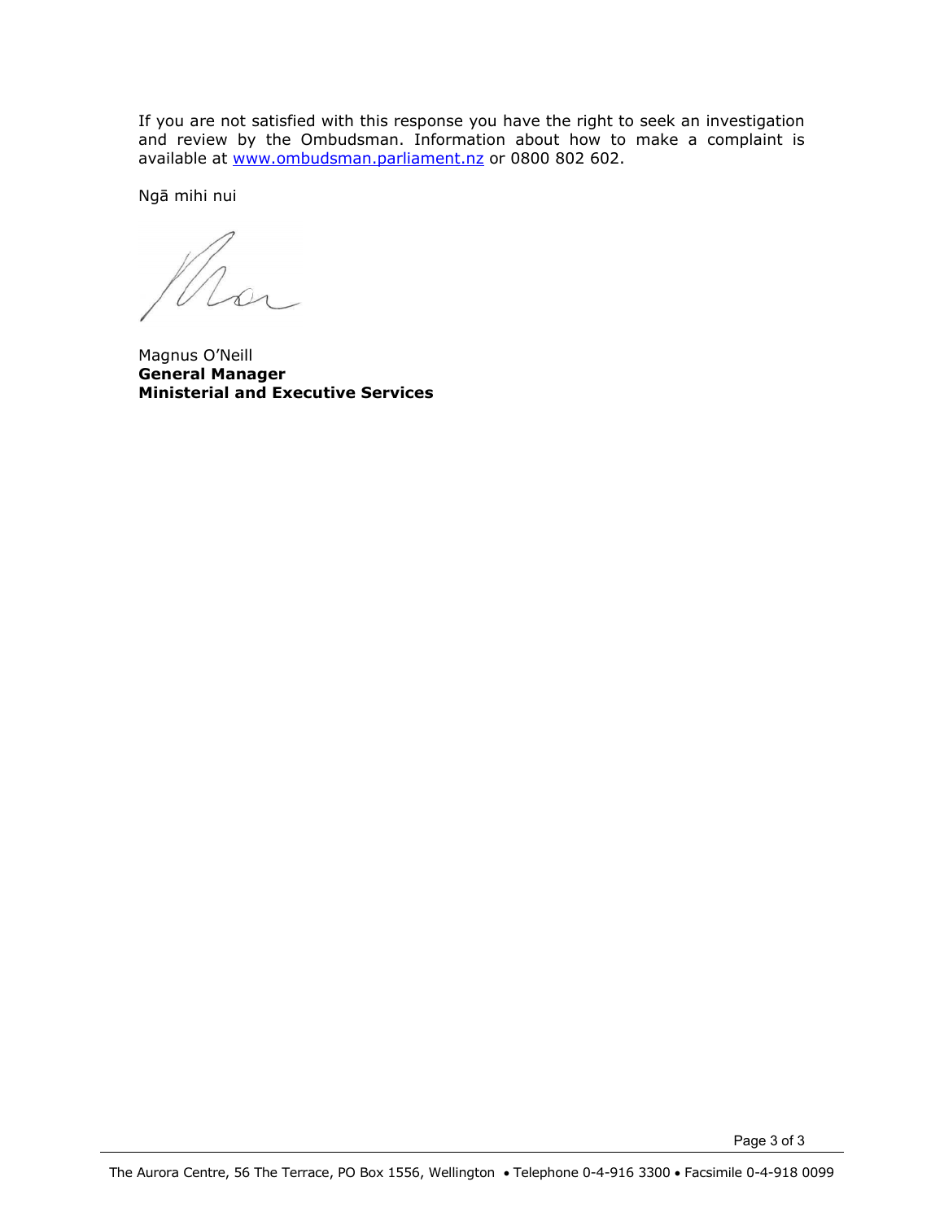If you are not satisfied with this response you have the right to seek an investigation and review by the Ombudsman. Information about how to make a complaint is available at www.ombudsman.parliament.nz or 0800 802 602.

Ngā mihi nui

Magnus O'Neill
**General Manager**
**Ministerial and Executive Services**